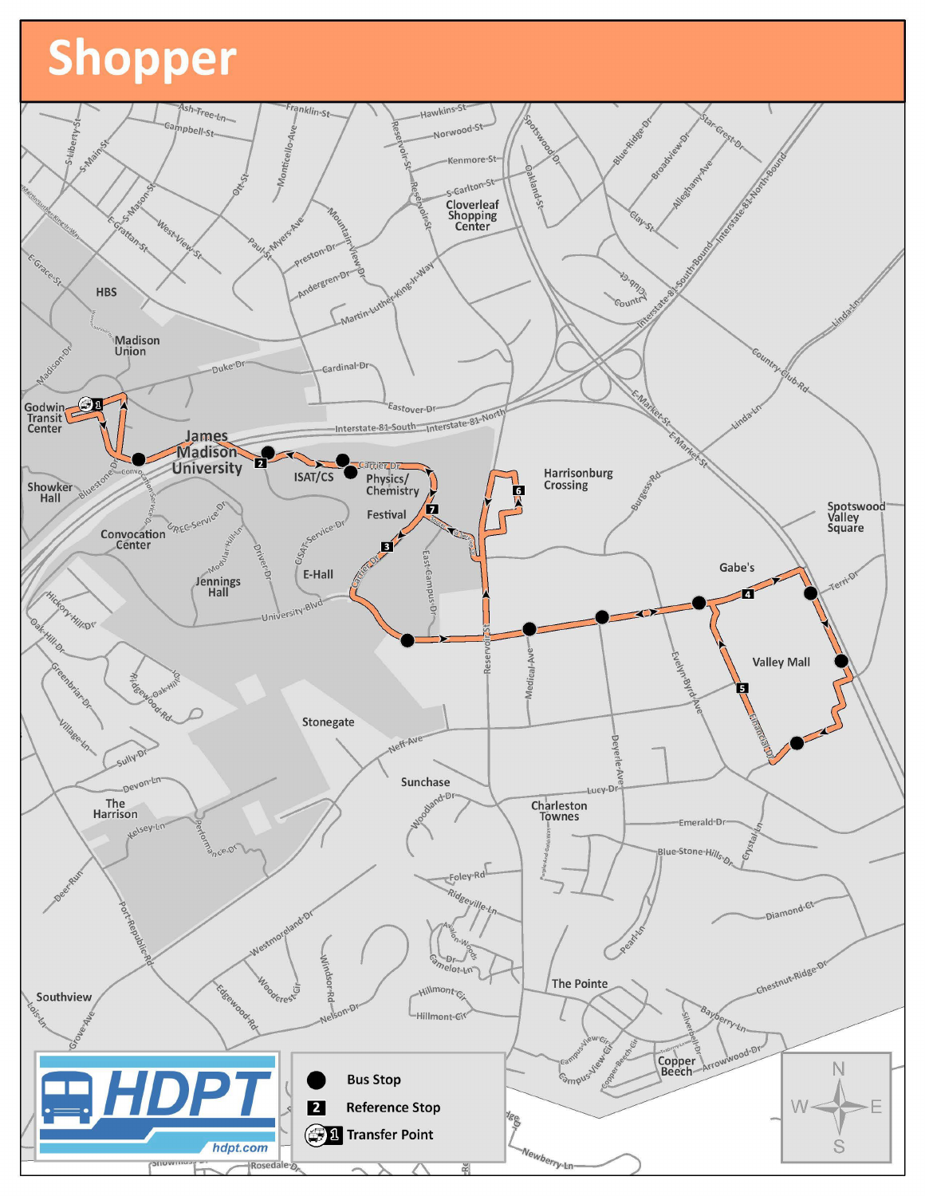# Shopper

- Bus Stop
- 2 Reference Stop
- 1 Transfer Point

HDPT
hdpt.com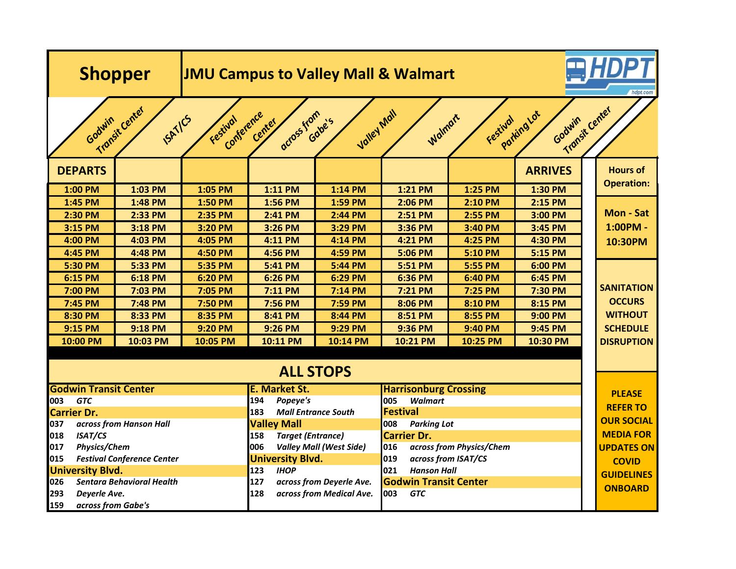# Shopper

## JMU Campus to Valley Mall & Walmart

HDPT hdpt.com

| Godwin Transit Center | ISAT/CS | Festival Conference Center | across from Gabe's | Valley Mall | Walmart | Festival Parking Lot | Godwin Transit Center |
|---|---|---|---|---|---|---|---|
| DEPARTS | | | | | | | ARRIVES |
| 1:00 PM | 1:03 PM | 1:05 PM | 1:11 PM | 1:14 PM | 1:21 PM | 1:25 PM | 1:30 PM |
| 1:45 PM | 1:48 PM | 1:50 PM | 1:56 PM | 1:59 PM | 2:06 PM | 2:10 PM | 2:15 PM |
| 2:30 PM | 2:33 PM | 2:35 PM | 2:41 PM | 2:44 PM | 2:51 PM | 2:55 PM | 3:00 PM |
| 3:15 PM | 3:18 PM | 3:20 PM | 3:26 PM | 3:29 PM | 3:36 PM | 3:40 PM | 3:45 PM |
| 4:00 PM | 4:03 PM | 4:05 PM | 4:11 PM | 4:14 PM | 4:21 PM | 4:25 PM | 4:30 PM |
| 4:45 PM | 4:48 PM | 4:50 PM | 4:56 PM | 4:59 PM | 5:06 PM | 5:10 PM | 5:15 PM |
| 5:30 PM | 5:33 PM | 5:35 PM | 5:41 PM | 5:44 PM | 5:51 PM | 5:55 PM | 6:00 PM |
| 6:15 PM | 6:18 PM | 6:20 PM | 6:26 PM | 6:29 PM | 6:36 PM | 6:40 PM | 6:45 PM |
| 7:00 PM | 7:03 PM | 7:05 PM | 7:11 PM | 7:14 PM | 7:21 PM | 7:25 PM | 7:30 PM |
| 7:45 PM | 7:48 PM | 7:50 PM | 7:56 PM | 7:59 PM | 8:06 PM | 8:10 PM | 8:15 PM |
| 8:30 PM | 8:33 PM | 8:35 PM | 8:41 PM | 8:44 PM | 8:51 PM | 8:55 PM | 9:00 PM |
| 9:15 PM | 9:18 PM | 9:20 PM | 9:26 PM | 9:29 PM | 9:36 PM | 9:40 PM | 9:45 PM |
| 10:00 PM | 10:03 PM | 10:05 PM | 10:11 PM | 10:14 PM | 10:21 PM | 10:25 PM | 10:30 PM |

**Hours of Operation:**

**Mon - Sat 1:00PM - 10:30PM**

**SANITATION OCCURS WITHOUT SCHEDULE DISRUPTION**

**PLEASE REFER TO OUR SOCIAL MEDIA FOR UPDATES ON COVID GUIDELINES ONBOARD**

## ALL STOPS

**Godwin Transit Center**
- 003 *GTC*

**Carrier Dr.**
- 037 *across from Hanson Hall*
- 018 *ISAT/CS*
- 017 *Physics/Chem*
- 015 *Festival Conference Center*

**University Blvd.**
- 026 *Sentara Behavioral Health*
- 293 *Deyerle Ave.*
- 159 *across from Gabe's*

**E. Market St.**
- 194 *Popeye's*
- 183 *Mall Entrance South*

**Valley Mall**
- 158 *Target (Entrance)*
- 006 *Valley Mall (West Side)*

**University Blvd.**
- 123 *IHOP*
- 127 *across from Deyerle Ave.*
- 128 *across from Medical Ave.*

**Harrisonburg Crossing**
- 005 *Walmart*

**Festival**
- 008 *Parking Lot*

**Carrier Dr.**
- 016 *across from Physics/Chem*
- 019 *across from ISAT/CS*
- 021 *Hanson Hall*

**Godwin Transit Center**
- 003 *GTC*